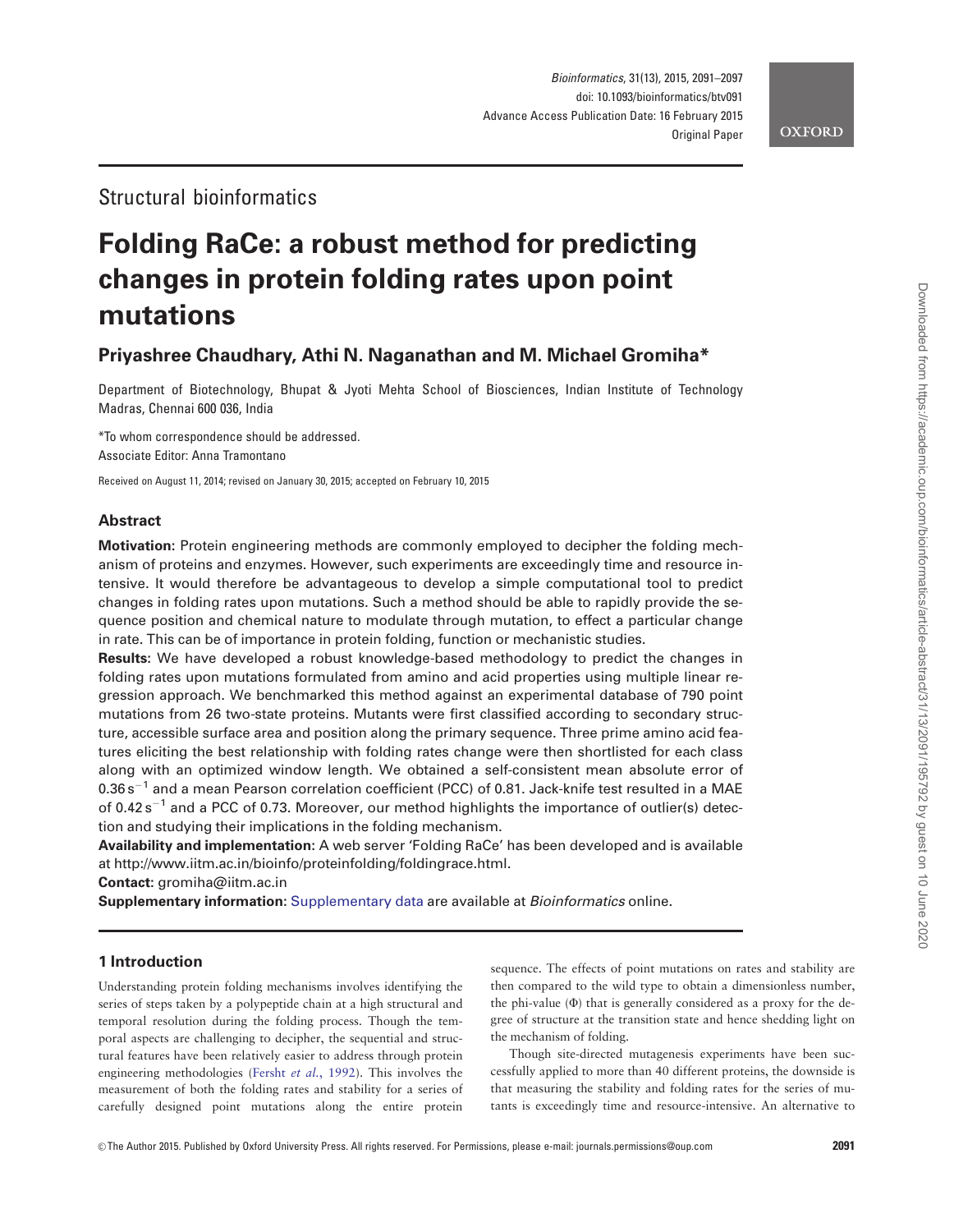Structural bioinformatics

# Folding RaCe: a robust method for predicting changes in protein folding rates upon point mutations

**Priyashree Chaudhary, Athi N. Naganathan and M. Michael Gromiha***

Department of Biotechnology, Bhupat & Jyoti Mehta School of Biosciences, Indian Institute of Technology Madras, Chennai 600 036, India

*To whom correspondence should be addressed.
Associate Editor: Anna Tramontano

Received on August 11, 2014; revised on January 30, 2015; accepted on February 10, 2015

## Abstract

**Motivation:** Protein engineering methods are commonly employed to decipher the folding mechanism of proteins and enzymes. However, such experiments are exceedingly time and resource intensive. It would therefore be advantageous to develop a simple computational tool to predict changes in folding rates upon mutations. Such a method should be able to rapidly provide the sequence position and chemical nature to modulate through mutation, to effect a particular change in rate. This can be of importance in protein folding, function or mechanistic studies.

**Results:** We have developed a robust knowledge-based methodology to predict the changes in folding rates upon mutations formulated from amino and acid properties using multiple linear regression approach. We benchmarked this method against an experimental database of 790 point mutations from 26 two-state proteins. Mutants were first classified according to secondary structure, accessible surface area and position along the primary sequence. Three prime amino acid features eliciting the best relationship with folding rates change were then shortlisted for each class along with an optimized window length. We obtained a self-consistent mean absolute error of $0.36\,s^{-1}$ and a mean Pearson correlation coefficient (PCC) of 0.81. Jack-knife test resulted in a MAE of $0.42\,s^{-1}$ and a PCC of 0.73. Moreover, our method highlights the importance of outlier(s) detection and studying their implications in the folding mechanism.

**Availability and implementation:** A web server 'Folding RaCe' has been developed and is available at http://www.iitm.ac.in/bioinfo/proteinfolding/foldingrace.html.

**Contact:** gromiha@iitm.ac.in

**Supplementary information:** Supplementary data are available at *Bioinformatics* online.

## 1 Introduction

Understanding protein folding mechanisms involves identifying the series of steps taken by a polypeptide chain at a high structural and temporal resolution during the folding process. Though the temporal aspects are challenging to decipher, the sequential and structural features have been relatively easier to address through protein engineering methodologies (Fersht *et al.*, 1992). This involves the measurement of both the folding rates and stability for a series of carefully designed point mutations along the entire protein sequence. The effects of point mutations on rates and stability are then compared to the wild type to obtain a dimensionless number, the phi-value ($\Phi$) that is generally considered as a proxy for the degree of structure at the transition state and hence shedding light on the mechanism of folding.

Though site-directed mutagenesis experiments have been successfully applied to more than 40 different proteins, the downside is that measuring the stability and folding rates for the series of mutants is exceedingly time and resource-intensive. An alternative to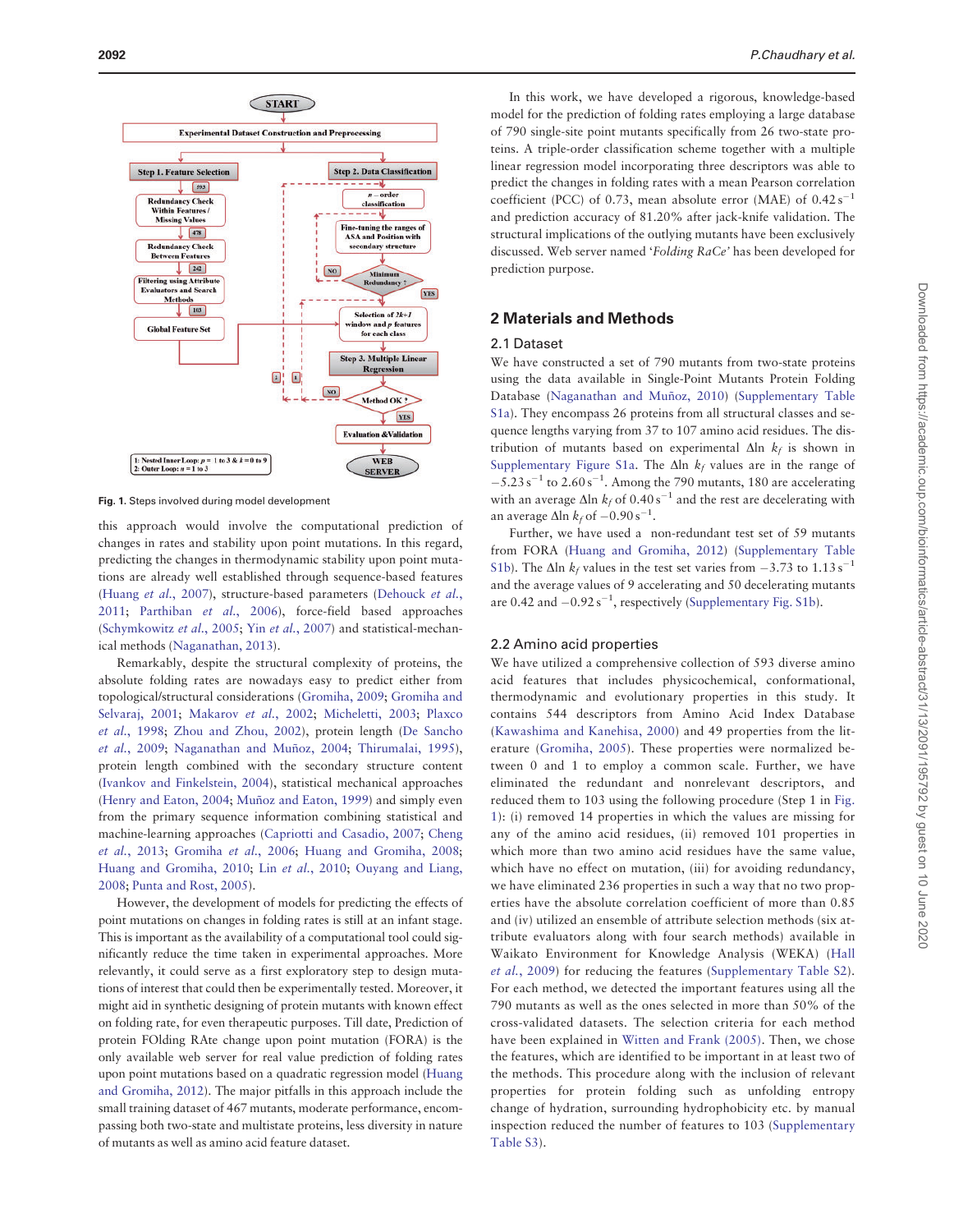Fig. 1. Steps involved during model development

this approach would involve the computational prediction of changes in rates and stability upon point mutations. In this regard, predicting the changes in thermodynamic stability upon point mutations are already well established through sequence-based features (Huang *et al.*, 2007), structure-based parameters (Dehouck *et al.*, 2011; Parthiban *et al.*, 2006), force-field based approaches (Schymkowitz *et al.*, 2005; Yin *et al.*, 2007) and statistical-mechanical methods (Naganathan, 2013).

Remarkably, despite the structural complexity of proteins, the absolute folding rates are nowadays easy to predict either from topological/structural considerations (Gromiha, 2009; Gromiha and Selvaraj, 2001; Makarov *et al.*, 2002; Micheletti, 2003; Plaxco *et al.*, 1998; Zhou and Zhou, 2002), protein length (De Sancho *et al.*, 2009; Naganathan and Muñoz, 2004; Thirumalai, 1995), protein length combined with the secondary structure content (Ivankov and Finkelstein, 2004), statistical mechanical approaches (Henry and Eaton, 2004; Muñoz and Eaton, 1999) and simply even from the primary sequence information combining statistical and machine-learning approaches (Capriotti and Casadio, 2007; Cheng *et al.*, 2013; Gromiha *et al.*, 2006; Huang and Gromiha, 2008; Huang and Gromiha, 2010; Lin *et al.*, 2010; Ouyang and Liang, 2008; Punta and Rost, 2005).

However, the development of models for predicting the effects of point mutations on changes in folding rates is still at an infant stage. This is important as the availability of a computational tool could significantly reduce the time taken in experimental approaches. More relevantly, it could serve as a first exploratory step to design mutations of interest that could then be experimentally tested. Moreover, it might aid in synthetic designing of protein mutants with known effect on folding rate, for even therapeutic purposes. Till date, Prediction of protein FOlding RAte change upon point mutation (FORA) is the only available web server for real value prediction of folding rates upon point mutations based on a quadratic regression model (Huang and Gromiha, 2012). The major pitfalls in this approach include the small training dataset of 467 mutants, moderate performance, encompassing both two-state and multistate proteins, less diversity in nature of mutants as well as amino acid feature dataset.

In this work, we have developed a rigorous, knowledge-based model for the prediction of folding rates employing a large database of 790 single-site point mutants specifically from 26 two-state proteins. A triple-order classification scheme together with a multiple linear regression model incorporating three descriptors was able to predict the changes in folding rates with a mean Pearson correlation coefficient (PCC) of 0.73, mean absolute error (MAE) of 0.42 $s^{-1}$ and prediction accuracy of 81.20% after jack-knife validation. The structural implications of the outlying mutants have been exclusively discussed. Web server named '*Folding RaCe*' has been developed for prediction purpose.

## 2 Materials and Methods

### 2.1 Dataset

We have constructed a set of 790 mutants from two-state proteins using the data available in Single-Point Mutants Protein Folding Database (Naganathan and Muñoz, 2010) (Supplementary Table S1a). They encompass 26 proteins from all structural classes and sequence lengths varying from 37 to 107 amino acid residues. The distribution of mutants based on experimental $\Delta\ln\, k_f$ is shown in Supplementary Figure S1a. The $\Delta\ln\, k_f$ values are in the range of $-5.23\, s^{-1}$ to $2.60\, s^{-1}$. Among the 790 mutants, 180 are accelerating with an average $\Delta\ln\, k_f$ of $0.40\, s^{-1}$ and the rest are decelerating with an average $\Delta\ln\, k_f$ of $-0.90\, s^{-1}$.

Further, we have used a non-redundant test set of 59 mutants from FORA (Huang and Gromiha, 2012) (Supplementary Table S1b). The $\Delta\ln\, k_f$ values in the test set varies from $-3.73$ to $1.13\, s^{-1}$ and the average values of 9 accelerating and 50 decelerating mutants are 0.42 and $-0.92\, s^{-1}$, respectively (Supplementary Fig. S1b).

### 2.2 Amino acid properties

We have utilized a comprehensive collection of 593 diverse amino acid features that includes physicochemical, conformational, thermodynamic and evolutionary properties in this study. It contains 544 descriptors from Amino Acid Index Database (Kawashima and Kanehisa, 2000) and 49 properties from the literature (Gromiha, 2005). These properties were normalized between 0 and 1 to employ a common scale. Further, we have eliminated the redundant and nonrelevant descriptors, and reduced them to 103 using the following procedure (Step 1 in Fig. 1): (i) removed 14 properties in which the values are missing for any of the amino acid residues, (ii) removed 101 properties in which more than two amino acid residues have the same value, which have no effect on mutation, (iii) for avoiding redundancy, we have eliminated 236 properties in such a way that no two properties have the absolute correlation coefficient of more than 0.85 and (iv) utilized an ensemble of attribute selection methods (six attribute evaluators along with four search methods) available in Waikato Environment for Knowledge Analysis (WEKA) (Hall *et al.*, 2009) for reducing the features (Supplementary Table S2). For each method, we detected the important features using all the 790 mutants as well as the ones selected in more than 50% of the cross-validated datasets. The selection criteria for each method have been explained in Witten and Frank (2005). Then, we chose the features, which are identified to be important in at least two of the methods. This procedure along with the inclusion of relevant properties for protein folding such as unfolding entropy change of hydration, surrounding hydrophobicity etc. by manual inspection reduced the number of features to 103 (Supplementary Table S3).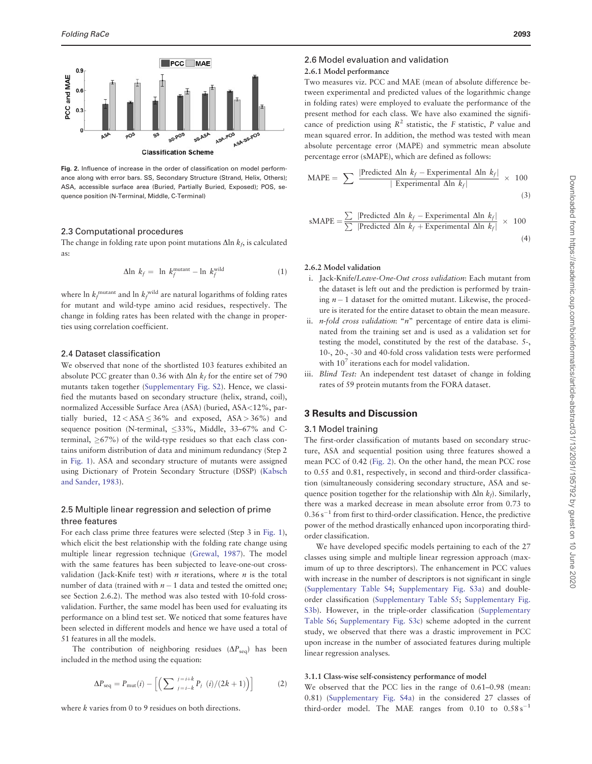Fig. 2. Influence of increase in the order of classification on model performance along with error bars. SS, Secondary Structure (Strand, Helix, Others); ASA, accessible surface area (Buried, Partially Buried, Exposed); POS, sequence position (N-Terminal, Middle, C-Terminal)

### 2.3 Computational procedures

The change in folding rate upon point mutations $\Delta \ln k_f$, is calculated as:

$$\Delta \ln k_f = \ln k_f^{\text{mutant}} - \ln k_f^{\text{wild}} \tag{1}$$

where $\ln k_f^{\text{mutant}}$ and $\ln k_f^{\text{wild}}$ are natural logarithms of folding rates for mutant and wild-type amino acid residues, respectively. The change in folding rates has been related with the change in properties using correlation coefficient.

### 2.4 Dataset classification

We observed that none of the shortlisted 103 features exhibited an absolute PCC greater than 0.36 with $\Delta \ln k_f$ for the entire set of 790 mutants taken together (Supplementary Fig. S2). Hence, we classified the mutants based on secondary structure (helix, strand, coil), normalized Accessible Surface Area (ASA) (buried, ASA<12%, partially buried, $12 < \text{ASA} \leq 36\%$ and exposed, $\text{ASA} > 36\%$) and sequence position (N-terminal, $\leq$33%, Middle, 33–67% and C-terminal, $\geq$67%) of the wild-type residues so that each class contains uniform distribution of data and minimum redundancy (Step 2 in Fig. 1). ASA and secondary structure of mutants were assigned using Dictionary of Protein Secondary Structure (DSSP) (Kabsch and Sander, 1983).

### 2.5 Multiple linear regression and selection of prime three features

For each class prime three features were selected (Step 3 in Fig. 1), which elicit the best relationship with the folding rate change using multiple linear regression technique (Grewal, 1987). The model with the same features has been subjected to leave-one-out cross-validation (Jack-Knife test) with $n$ iterations, where $n$ is the total number of data (trained with $n-1$ data and tested the omitted one; see Section 2.6.2). The method was also tested with 10-fold cross-validation. Further, the same model has been used for evaluating its performance on a blind test set. We noticed that some features have been selected in different models and hence we have used a total of 51 features in all the models.

The contribution of neighboring residues ($\Delta P_{\text{seq}}$) has been included in the method using the equation:

$$\Delta P_{\text{seq}} = P_{\text{mut}}(i) - \left[\left(\sum_{j=i-k}^{j=i+k} P_j\ (i)/(2k+1)\right)\right] \tag{2}$$

where $k$ varies from 0 to 9 residues on both directions.

### 2.6 Model evaluation and validation

#### 2.6.1 Model performance

Two measures viz. PCC and MAE (mean of absolute difference between experimental and predicted values of the logarithmic change in folding rates) were employed to evaluate the performance of the present method for each class. We have also examined the significance of prediction using $R^2$ statistic, the $F$ statistic, $P$ value and mean squared error. In addition, the method was tested with mean absolute percentage error (MAPE) and symmetric mean absolute percentage error (sMAPE), which are defined as follows:

$$\text{MAPE} = \sum \frac{|\text{Predicted } \Delta \ln k_f - \text{Experimental } \Delta \ln k_f|}{|\text{ Experimental } \Delta \ln k_f|} \times 100 \tag{3}$$

$$\text{sMAPE} = \frac{\sum |\text{Predicted } \Delta \ln k_f - \text{Experimental } \Delta \ln k_f|}{\sum |\text{Predicted } \Delta \ln k_f + \text{Experimental } \Delta \ln k_f|} \times 100 \tag{4}$$

#### 2.6.2 Model validation

i. Jack-Knife/*Leave-One-Out cross validation*: Each mutant from the dataset is left out and the prediction is performed by training $n-1$ dataset for the omitted mutant. Likewise, the procedure is iterated for the entire dataset to obtain the mean measure.
ii. *n-fold cross validation*: "$n$" percentage of entire data is eliminated from the training set and is used as a validation set for testing the model, constituted by the rest of the database. 5-, 10-, 20-, -30 and 40-fold cross validation tests were performed with $10^7$ iterations each for model validation.
iii. *Blind Test:* An independent test dataset of change in folding rates of 59 protein mutants from the FORA dataset.

## 3 Results and Discussion

### 3.1 Model training

The first-order classification of mutants based on secondary structure, ASA and sequential position using three features showed a mean PCC of 0.42 (Fig. 2). On the other hand, the mean PCC rose to 0.55 and 0.81, respectively, in second and third-order classification (simultaneously considering secondary structure, ASA and sequence position together for the relationship with $\Delta \ln k_f$). Similarly, there was a marked decrease in mean absolute error from 0.73 to $0.36\ \text{s}^{-1}$ from first to third-order classification. Hence, the predictive power of the method drastically enhanced upon incorporating third-order classification.

We have developed specific models pertaining to each of the 27 classes using simple and multiple linear regression approach (maximum of up to three descriptors). The enhancement in PCC values with increase in the number of descriptors is not significant in single (Supplementary Table S4; Supplementary Fig. S3a) and double-order classification (Supplementary Table S5; Supplementary Fig. S3b). However, in the triple-order classification (Supplementary Table S6; Supplementary Fig. S3c) scheme adopted in the current study, we observed that there was a drastic improvement in PCC upon increase in the number of associated features during multiple linear regression analyses.

#### 3.1.1 Class-wise self-consistency performance of model

We observed that the PCC lies in the range of 0.61–0.98 (mean: 0.81) (Supplementary Fig. S4a) in the considered 27 classes of third-order model. The MAE ranges from 0.10 to $0.58\ \text{s}^{-1}$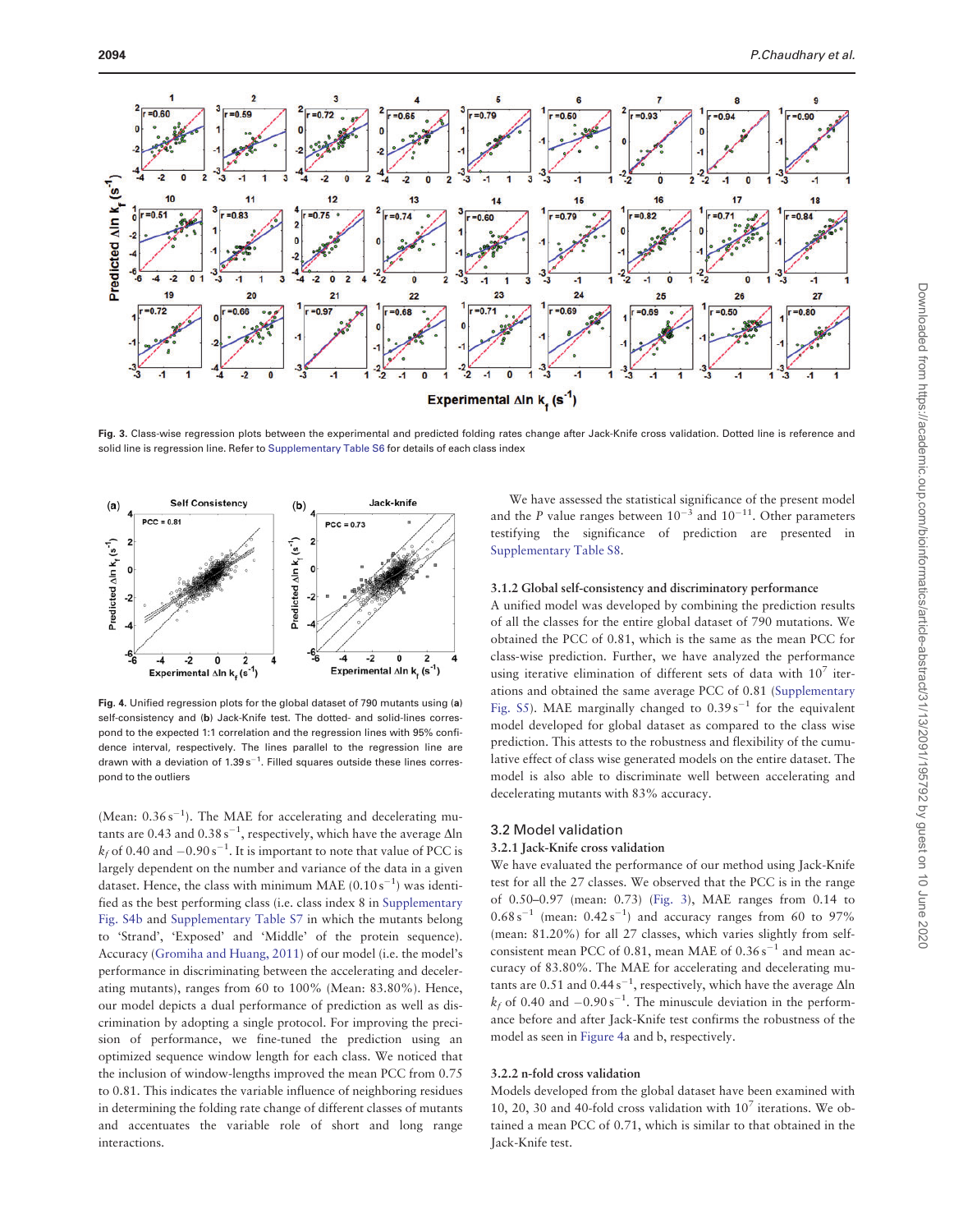Fig. 3. Class-wise regression plots between the experimental and predicted folding rates change after Jack-Knife cross validation. Dotted line is reference and solid line is regression line. Refer to Supplementary Table S6 for details of each class index

Fig. 4. Unified regression plots for the global dataset of 790 mutants using (a) self-consistency and (b) Jack-Knife test. The dotted- and solid-lines correspond to the expected 1:1 correlation and the regression lines with 95% confidence interval, respectively. The lines parallel to the regression line are drawn with a deviation of 1.39 $s^{-1}$. Filled squares outside these lines correspond to the outliers

(Mean: 0.36 $s^{-1}$). The MAE for accelerating and decelerating mutants are 0.43 and 0.38 $s^{-1}$, respectively, which have the average $\Delta \ln k_f$ of 0.40 and −0.90 $s^{-1}$. It is important to note that value of PCC is largely dependent on the number and variance of the data in a given dataset. Hence, the class with minimum MAE (0.10 $s^{-1}$) was identified as the best performing class (i.e. class index 8 in Supplementary Fig. S4b and Supplementary Table S7 in which the mutants belong to 'Strand', 'Exposed' and 'Middle' of the protein sequence). Accuracy (Gromiha and Huang, 2011) of our model (i.e. the model's performance in discriminating between the accelerating and decelerating mutants), ranges from 60 to 100% (Mean: 83.80%). Hence, our model depicts a dual performance of prediction as well as discrimination by adopting a single protocol. For improving the precision of performance, we fine-tuned the prediction using an optimized sequence window length for each class. We noticed that the inclusion of window-lengths improved the mean PCC from 0.75 to 0.81. This indicates the variable influence of neighboring residues in determining the folding rate change of different classes of mutants and accentuates the variable role of short and long range interactions.

We have assessed the statistical significance of the present model and the $P$ value ranges between $10^{-3}$ and $10^{-11}$. Other parameters testifying the significance of prediction are presented in Supplementary Table S8.

### 3.1.2 Global self-consistency and discriminatory performance

A unified model was developed by combining the prediction results of all the classes for the entire global dataset of 790 mutations. We obtained the PCC of 0.81, which is the same as the mean PCC for class-wise prediction. Further, we have analyzed the performance using iterative elimination of different sets of data with $10^7$ iterations and obtained the same average PCC of 0.81 (Supplementary Fig. S5). MAE marginally changed to 0.39 $s^{-1}$ for the equivalent model developed for global dataset as compared to the class wise prediction. This attests to the robustness and flexibility of the cumulative effect of class wise generated models on the entire dataset. The model is also able to discriminate well between accelerating and decelerating mutants with 83% accuracy.

## 3.2 Model validation

### 3.2.1 Jack-Knife cross validation

We have evaluated the performance of our method using Jack-Knife test for all the 27 classes. We observed that the PCC is in the range of 0.50–0.97 (mean: 0.73) (Fig. 3), MAE ranges from 0.14 to 0.68 $s^{-1}$ (mean: 0.42 $s^{-1}$) and accuracy ranges from 60 to 97% (mean: 81.20%) for all 27 classes, which varies slightly from self-consistent mean PCC of 0.81, mean MAE of 0.36 $s^{-1}$ and mean accuracy of 83.80%. The MAE for accelerating and decelerating mutants are 0.51 and 0.44 $s^{-1}$, respectively, which have the average $\Delta \ln k_f$ of 0.40 and −0.90 $s^{-1}$. The minuscule deviation in the performance before and after Jack-Knife test confirms the robustness of the model as seen in Figure 4a and b, respectively.

### 3.2.2 n-fold cross validation

Models developed from the global dataset have been examined with 10, 20, 30 and 40-fold cross validation with $10^7$ iterations. We obtained a mean PCC of 0.71, which is similar to that obtained in the Jack-Knife test.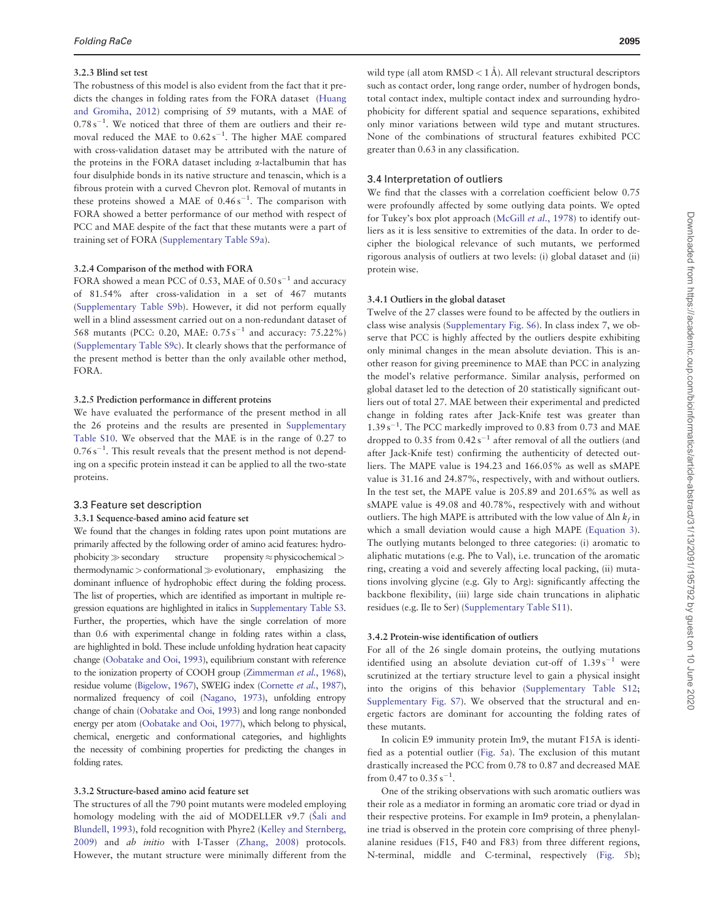#### 3.2.3 Blind set test

The robustness of this model is also evident from the fact that it predicts the changes in folding rates from the FORA dataset (Huang and Gromiha, 2012) comprising of 59 mutants, with a MAE of $0.78\,s^{-1}$. We noticed that three of them are outliers and their removal reduced the MAE to $0.62\,s^{-1}$. The higher MAE compared with cross-validation dataset may be attributed with the nature of the proteins in the FORA dataset including α-lactalbumin that has four disulphide bonds in its native structure and tenascin, which is a fibrous protein with a curved Chevron plot. Removal of mutants in these proteins showed a MAE of $0.46\,s^{-1}$. The comparison with FORA showed a better performance of our method with respect of PCC and MAE despite of the fact that these mutants were a part of training set of FORA (Supplementary Table S9a).

#### 3.2.4 Comparison of the method with FORA

FORA showed a mean PCC of 0.53, MAE of $0.50\,s^{-1}$ and accuracy of 81.54% after cross-validation in a set of 467 mutants (Supplementary Table S9b). However, it did not perform equally well in a blind assessment carried out on a non-redundant dataset of 568 mutants (PCC: 0.20, MAE: $0.75\,s^{-1}$ and accuracy: 75.22%) (Supplementary Table S9c). It clearly shows that the performance of the present method is better than the only available other method, FORA.

#### 3.2.5 Prediction performance in different proteins

We have evaluated the performance of the present method in all the 26 proteins and the results are presented in Supplementary Table S10. We observed that the MAE is in the range of 0.27 to $0.76\,s^{-1}$. This result reveals that the present method is not depending on a specific protein instead it can be applied to all the two-state proteins.

### 3.3 Feature set description

#### 3.3.1 Sequence-based amino acid feature set

We found that the changes in folding rates upon point mutations are primarily affected by the following order of amino acid features: hydrophobicity ≫ secondary structure propensity ≈ physicochemical > thermodynamic > conformational ≫ evolutionary, emphasizing the dominant influence of hydrophobic effect during the folding process. The list of properties, which are identified as important in multiple regression equations are highlighted in italics in Supplementary Table S3. Further, the properties, which have the single correlation of more than 0.6 with experimental change in folding rates within a class, are highlighted in bold. These include unfolding hydration heat capacity change (Oobatake and Ooi, 1993), equilibrium constant with reference to the ionization property of COOH group (Zimmerman *et al.*, 1968), residue volume (Bigelow, 1967), SWEIG index (Cornette *et al.*, 1987), normalized frequency of coil (Nagano, 1973), unfolding entropy change of chain (Oobatake and Ooi, 1993) and long range nonbonded energy per atom (Oobatake and Ooi, 1977), which belong to physical, chemical, energetic and conformational categories, and highlights the necessity of combining properties for predicting the changes in folding rates.

#### 3.3.2 Structure-based amino acid feature set

The structures of all the 790 point mutants were modeled employing homology modeling with the aid of MODELLER v9.7 (Šali and Blundell, 1993), fold recognition with Phyre2 (Kelley and Sternberg, 2009) and *ab initio* with I-Tasser (Zhang, 2008) protocols. However, the mutant structure were minimally different from the wild type (all atom RMSD < 1 Å). All relevant structural descriptors such as contact order, long range order, number of hydrogen bonds, total contact index, multiple contact index and surrounding hydrophobicity for different spatial and sequence separations, exhibited only minor variations between wild type and mutant structures. None of the combinations of structural features exhibited PCC greater than 0.63 in any classification.

### 3.4 Interpretation of outliers

We find that the classes with a correlation coefficient below 0.75 were profoundly affected by some outlying data points. We opted for Tukey's box plot approach (McGill *et al.*, 1978) to identify outliers as it is less sensitive to extremities of the data. In order to decipher the biological relevance of such mutants, we performed rigorous analysis of outliers at two levels: (i) global dataset and (ii) protein wise.

#### 3.4.1 Outliers in the global dataset

Twelve of the 27 classes were found to be affected by the outliers in class wise analysis (Supplementary Fig. S6). In class index 7, we observe that PCC is highly affected by the outliers despite exhibiting only minimal changes in the mean absolute deviation. This is another reason for giving preeminence to MAE than PCC in analyzing the model's relative performance. Similar analysis, performed on global dataset led to the detection of 20 statistically significant outliers out of total 27. MAE between their experimental and predicted change in folding rates after Jack-Knife test was greater than $1.39\,s^{-1}$. The PCC markedly improved to 0.83 from 0.73 and MAE dropped to 0.35 from $0.42\,s^{-1}$ after removal of all the outliers (and after Jack-Knife test) confirming the authenticity of detected outliers. The MAPE value is 194.23 and 166.05% as well as sMAPE value is 31.16 and 24.87%, respectively, with and without outliers. In the test set, the MAPE value is 205.89 and 201.65% as well as sMAPE value is 49.08 and 40.78%, respectively with and without outliers. The high MAPE is attributed with the low value of $\Delta \ln k_f$ in which a small deviation would cause a high MAPE (Equation 3). The outlying mutants belonged to three categories: (i) aromatic to aliphatic mutations (e.g. Phe to Val), i.e. truncation of the aromatic ring, creating a void and severely affecting local packing, (ii) mutations involving glycine (e.g. Gly to Arg): significantly affecting the backbone flexibility, (iii) large side chain truncations in aliphatic residues (e.g. Ile to Ser) (Supplementary Table S11).

#### 3.4.2 Protein-wise identification of outliers

For all of the 26 single domain proteins, the outlying mutations identified using an absolute deviation cut-off of $1.39\,s^{-1}$ were scrutinized at the tertiary structure level to gain a physical insight into the origins of this behavior (Supplementary Table S12; Supplementary Fig. S7). We observed that the structural and energetic factors are dominant for accounting the folding rates of these mutants.

In colicin E9 immunity protein Im9, the mutant F15A is identified as a potential outlier (Fig. 5a). The exclusion of this mutant drastically increased the PCC from 0.78 to 0.87 and decreased MAE from 0.47 to $0.35\,s^{-1}$.

One of the striking observations with such aromatic outliers was their role as a mediator in forming an aromatic core triad or dyad in their respective proteins. For example in Im9 protein, a phenylalanine triad is observed in the protein core comprising of three phenylalanine residues (F15, F40 and F83) from three different regions, N-terminal, middle and C-terminal, respectively (Fig. 5b);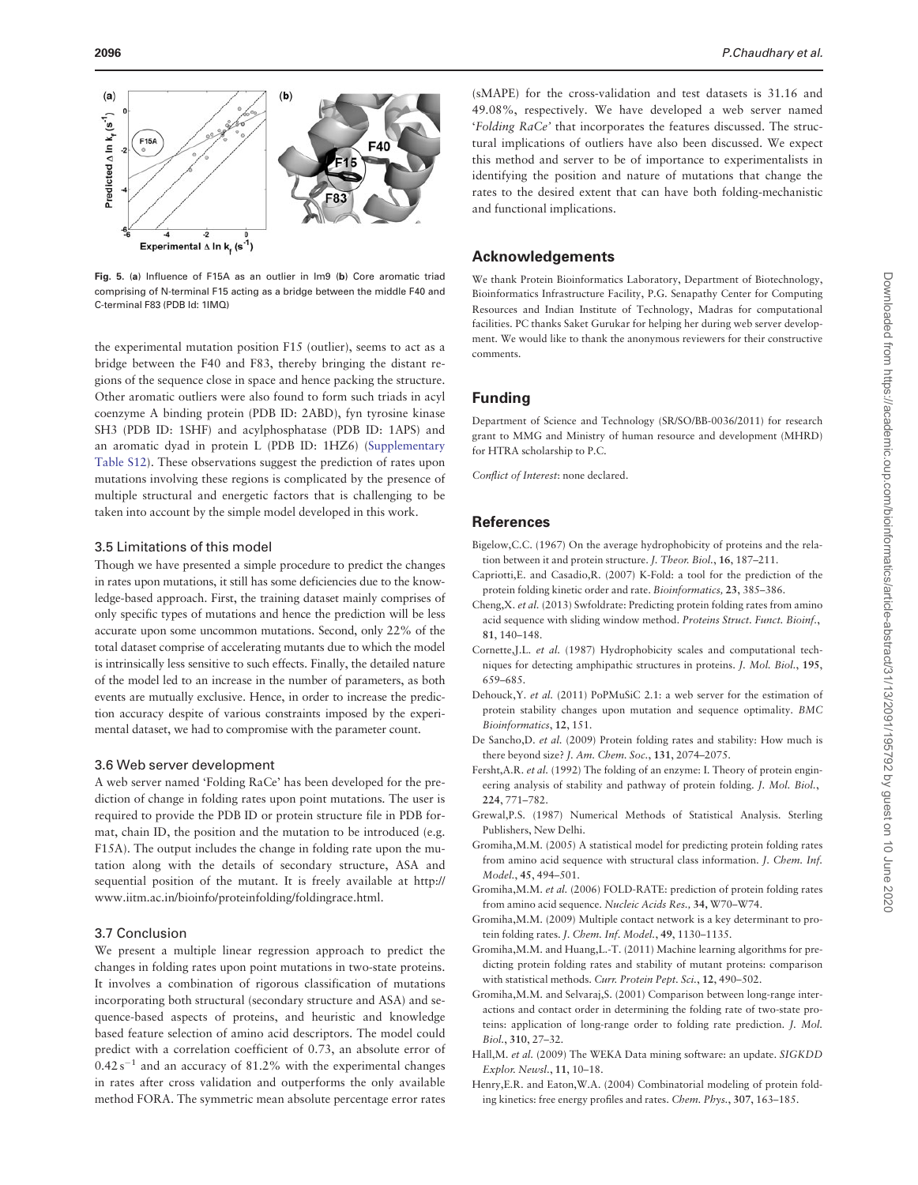Fig. 5. (a) Influence of F15A as an outlier in Im9 (b) Core aromatic triad comprising of N-terminal F15 acting as a bridge between the middle F40 and C-terminal F83 (PDB Id: 1IMQ)

the experimental mutation position F15 (outlier), seems to act as a bridge between the F40 and F83, thereby bringing the distant regions of the sequence close in space and hence packing the structure. Other aromatic outliers were also found to form such triads in acyl coenzyme A binding protein (PDB ID: 2ABD), fyn tyrosine kinase SH3 (PDB ID: 1SHF) and acylphosphatase (PDB ID: 1APS) and an aromatic dyad in protein L (PDB ID: 1HZ6) (Supplementary Table S12). These observations suggest the prediction of rates upon mutations involving these regions is complicated by the presence of multiple structural and energetic factors that is challenging to be taken into account by the simple model developed in this work.

### 3.5 Limitations of this model

Though we have presented a simple procedure to predict the changes in rates upon mutations, it still has some deficiencies due to the knowledge-based approach. First, the training dataset mainly comprises of only specific types of mutations and hence the prediction will be less accurate upon some uncommon mutations. Second, only 22% of the total dataset comprise of accelerating mutants due to which the model is intrinsically less sensitive to such effects. Finally, the detailed nature of the model led to an increase in the number of parameters, as both events are mutually exclusive. Hence, in order to increase the prediction accuracy despite of various constraints imposed by the experimental dataset, we had to compromise with the parameter count.

### 3.6 Web server development

A web server named 'Folding RaCe' has been developed for the prediction of change in folding rates upon point mutations. The user is required to provide the PDB ID or protein structure file in PDB format, chain ID, the position and the mutation to be introduced (e.g. F15A). The output includes the change in folding rate upon the mutation along with the details of secondary structure, ASA and sequential position of the mutant. It is freely available at http://www.iitm.ac.in/bioinfo/proteinfolding/foldingrace.html.

### 3.7 Conclusion

We present a multiple linear regression approach to predict the changes in folding rates upon point mutations in two-state proteins. It involves a combination of rigorous classification of mutations incorporating both structural (secondary structure and ASA) and sequence-based aspects of proteins, and heuristic and knowledge based feature selection of amino acid descriptors. The model could predict with a correlation coefficient of 0.73, an absolute error of $0.42\,s^{-1}$ and an accuracy of 81.2% with the experimental changes in rates after cross validation and outperforms the only available method FORA. The symmetric mean absolute percentage error rates (sMAPE) for the cross-validation and test datasets is 31.16 and 49.08%, respectively. We have developed a web server named '*Folding RaCe*' that incorporates the features discussed. The structural implications of outliers have also been discussed. We expect this method and server to be of importance to experimentalists in identifying the position and nature of mutations that change the rates to the desired extent that can have both folding-mechanistic and functional implications.

## Acknowledgements

We thank Protein Bioinformatics Laboratory, Department of Biotechnology, Bioinformatics Infrastructure Facility, P.G. Senapathy Center for Computing Resources and Indian Institute of Technology, Madras for computational facilities. PC thanks Saket Gurukar for helping her during web server development. We would like to thank the anonymous reviewers for their constructive comments.

## Funding

Department of Science and Technology (SR/SO/BB-0036/2011) for research grant to MMG and Ministry of human resource and development (MHRD) for HTRA scholarship to P.C.

*Conflict of Interest*: none declared.

## References

Bigelow,C.C. (1967) On the average hydrophobicity of proteins and the relation between it and protein structure. *J. Theor. Biol.*, **16**, 187–211.

Capriotti,E. and Casadio,R. (2007) K-Fold: a tool for the prediction of the protein folding kinetic order and rate. *Bioinformatics,* **23**, 385–386.

Cheng,X. *et al.* (2013) Swfoldrate: Predicting protein folding rates from amino acid sequence with sliding window method. *Proteins Struct. Funct. Bioinf.*, **81**, 140–148.

Cornette,J.L. *et al.* (1987) Hydrophobicity scales and computational techniques for detecting amphipathic structures in proteins. *J. Mol. Biol.*, **195**, 659–685.

Dehouck,Y. *et al.* (2011) PoPMuSiC 2.1: a web server for the estimation of protein stability changes upon mutation and sequence optimality. *BMC Bioinformatics*, **12**, 151.

De Sancho,D. *et al.* (2009) Protein folding rates and stability: How much is there beyond size? *J. Am. Chem. Soc.*, **131**, 2074–2075.

Fersht,A.R. *et al.* (1992) The folding of an enzyme: I. Theory of protein engineering analysis of stability and pathway of protein folding. *J. Mol. Biol.*, **224**, 771–782.

Grewal,P.S. (1987) Numerical Methods of Statistical Analysis. Sterling Publishers, New Delhi.

Gromiha,M.M. (2005) A statistical model for predicting protein folding rates from amino acid sequence with structural class information. *J. Chem. Inf. Model.*, **45**, 494–501.

Gromiha,M.M. *et al.* (2006) FOLD-RATE: prediction of protein folding rates from amino acid sequence. *Nucleic Acids Res.,* **34,** W70–W74.

Gromiha,M.M. (2009) Multiple contact network is a key determinant to protein folding rates. *J. Chem. Inf. Model.*, **49**, 1130–1135.

Gromiha,M.M. and Huang,L.-T. (2011) Machine learning algorithms for predicting protein folding rates and stability of mutant proteins: comparison with statistical methods. *Curr. Protein Pept. Sci.*, **12**, 490–502.

Gromiha,M.M. and Selvaraj,S. (2001) Comparison between long-range interactions and contact order in determining the folding rate of two-state proteins: application of long-range order to folding rate prediction. *J. Mol. Biol.*, **310**, 27–32.

Hall,M. *et al.* (2009) The WEKA Data mining software: an update. *SIGKDD Explor. Newsl.*, **11**, 10–18.

Henry,E.R. and Eaton,W.A. (2004) Combinatorial modeling of protein folding kinetics: free energy profiles and rates. *Chem. Phys.*, **307**, 163–185.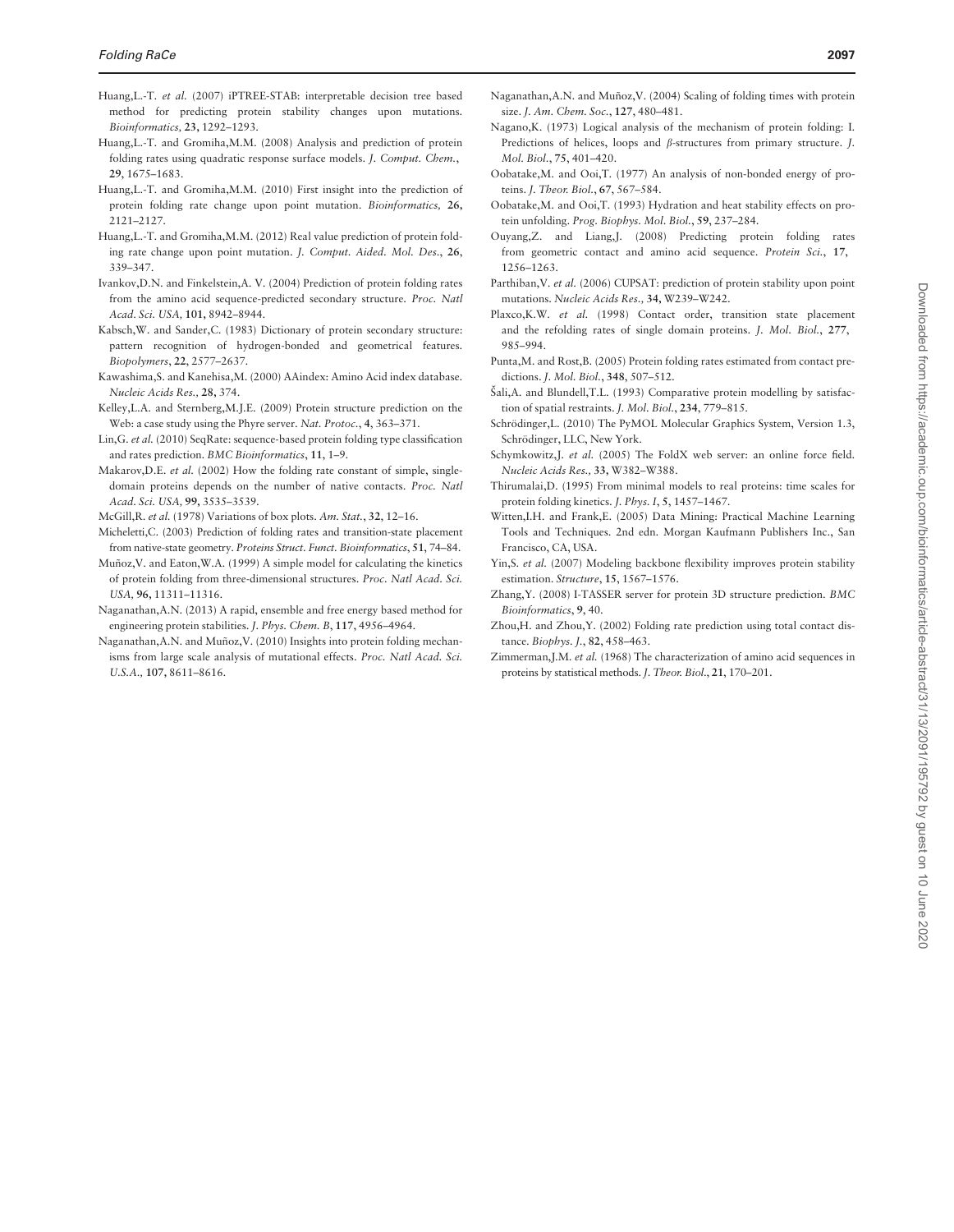Huang,L.-T. *et al.* (2007) iPTREE-STAB: interpretable decision tree based method for predicting protein stability changes upon mutations. *Bioinformatics,* **23,** 1292–1293.

Huang,L.-T. and Gromiha,M.M. (2008) Analysis and prediction of protein folding rates using quadratic response surface models. *J. Comput. Chem.*, **29**, 1675–1683.

Huang,L.-T. and Gromiha,M.M. (2010) First insight into the prediction of protein folding rate change upon point mutation. *Bioinformatics,* **26**, 2121–2127.

Huang,L.-T. and Gromiha,M.M. (2012) Real value prediction of protein folding rate change upon point mutation. *J. Comput. Aided. Mol. Des.*, **26**, 339–347.

Ivankov,D.N. and Finkelstein,A. V. (2004) Prediction of protein folding rates from the amino acid sequence-predicted secondary structure. *Proc. Natl Acad. Sci. USA,* **101,** 8942–8944.

Kabsch,W. and Sander,C. (1983) Dictionary of protein secondary structure: pattern recognition of hydrogen-bonded and geometrical features. *Biopolymers*, **22**, 2577–2637.

Kawashima,S. and Kanehisa,M. (2000) AAindex: Amino Acid index database. *Nucleic Acids Res.,* **28,** 374.

Kelley,L.A. and Sternberg,M.J.E. (2009) Protein structure prediction on the Web: a case study using the Phyre server. *Nat. Protoc.*, **4**, 363–371.

Lin,G. *et al.* (2010) SeqRate: sequence-based protein folding type classification and rates prediction. *BMC Bioinformatics*, **11**, 1–9.

Makarov,D.E. *et al.* (2002) How the folding rate constant of simple, single-domain proteins depends on the number of native contacts. *Proc. Natl Acad. Sci. USA,* **99,** 3535–3539.

McGill,R. *et al.* (1978) Variations of box plots. *Am. Stat.*, **32**, 12–16.

Micheletti,C. (2003) Prediction of folding rates and transition-state placement from native-state geometry. *Proteins Struct. Funct. Bioinformatics*, **51**, 74–84.

Muñoz,V. and Eaton,W.A. (1999) A simple model for calculating the kinetics of protein folding from three-dimensional structures. *Proc. Natl Acad. Sci. USA,* **96,** 11311–11316.

Naganathan,A.N. (2013) A rapid, ensemble and free energy based method for engineering protein stabilities. *J. Phys. Chem. B*, **117**, 4956–4964.

Naganathan,A.N. and Muñoz,V. (2010) Insights into protein folding mechanisms from large scale analysis of mutational effects. *Proc. Natl Acad. Sci. U.S.A.,* **107,** 8611–8616.

Naganathan,A.N. and Muñoz,V. (2004) Scaling of folding times with protein size. *J. Am. Chem. Soc.*, **127**, 480–481.

Nagano,K. (1973) Logical analysis of the mechanism of protein folding: I. Predictions of helices, loops and $\beta$-structures from primary structure. *J. Mol. Biol.*, **75**, 401–420.

Oobatake,M. and Ooi,T. (1977) An analysis of non-bonded energy of proteins. *J. Theor. Biol.*, **67**, 567–584.

Oobatake,M. and Ooi,T. (1993) Hydration and heat stability effects on protein unfolding. *Prog. Biophys. Mol. Biol.*, **59**, 237–284.

Ouyang,Z. and Liang,J. (2008) Predicting protein folding rates from geometric contact and amino acid sequence. *Protein Sci.*, **17**, 1256–1263.

Parthiban,V. *et al.* (2006) CUPSAT: prediction of protein stability upon point mutations. *Nucleic Acids Res.,* **34,** W239–W242.

Plaxco,K.W. *et al.* (1998) Contact order, transition state placement and the refolding rates of single domain proteins. *J. Mol. Biol.*, **277**, 985–994.

Punta,M. and Rost,B. (2005) Protein folding rates estimated from contact predictions. *J. Mol. Biol.*, **348**, 507–512.

Šali,A. and Blundell,T.L. (1993) Comparative protein modelling by satisfaction of spatial restraints. *J. Mol. Biol.*, **234**, 779–815.

Schrödinger,L. (2010) The PyMOL Molecular Graphics System, Version 1.3, Schrödinger, LLC, New York.

Schymkowitz,J. *et al.* (2005) The FoldX web server: an online force field. *Nucleic Acids Res.,* **33,** W382–W388.

Thirumalai,D. (1995) From minimal models to real proteins: time scales for protein folding kinetics. *J. Phys. I*, **5**, 1457–1467.

Witten,I.H. and Frank,E. (2005) Data Mining: Practical Machine Learning Tools and Techniques. 2nd edn. Morgan Kaufmann Publishers Inc., San Francisco, CA, USA.

Yin,S. *et al.* (2007) Modeling backbone flexibility improves protein stability estimation. *Structure*, **15**, 1567–1576.

Zhang,Y. (2008) I-TASSER server for protein 3D structure prediction. *BMC Bioinformatics*, **9**, 40.

Zhou,H. and Zhou,Y. (2002) Folding rate prediction using total contact distance. *Biophys. J.*, **82**, 458–463.

Zimmerman,J.M. *et al.* (1968) The characterization of amino acid sequences in proteins by statistical methods. *J. Theor. Biol.*, **21**, 170–201.